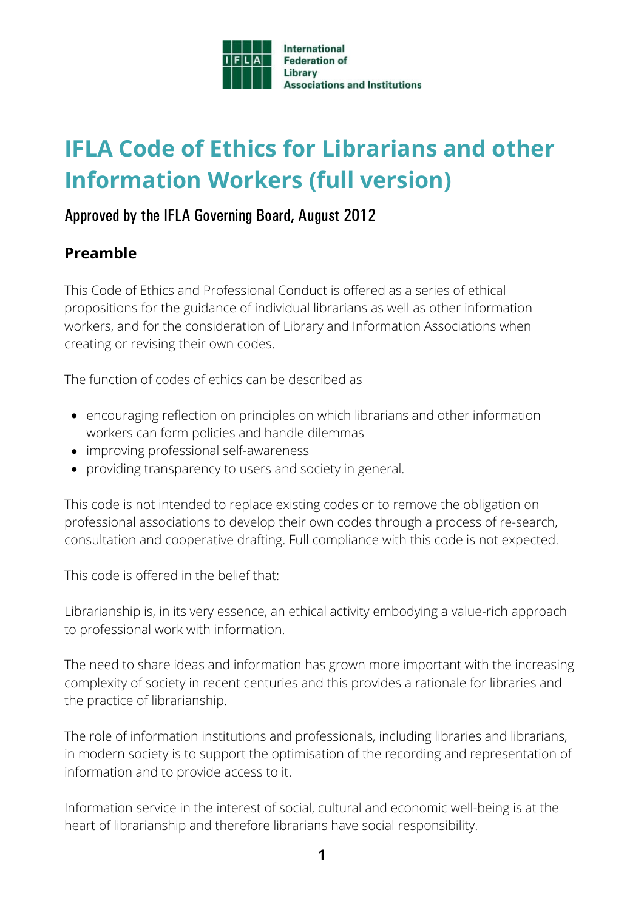International Federation of Library Associations and Institutions

# IFLA Code of Ethics for Librarians and other Information Workers (full version)

Approved by the IFLA Governing Board, August 2012

## Preamble

This Code of Ethics and Professional Conduct is offered as a series of ethical propositions for the guidance of individual librarians as well as other information workers, and for the consideration of Library and Information Associations when creating or revising their own codes.

The function of codes of ethics can be described as

- encouraging reflection on principles on which librarians and other information workers can form policies and handle dilemmas
- improving professional self-awareness
- providing transparency to users and society in general.

This code is not intended to replace existing codes or to remove the obligation on professional associations to develop their own codes through a process of re-search, consultation and cooperative drafting. Full compliance with this code is not expected.

This code is offered in the belief that:

Librarianship is, in its very essence, an ethical activity embodying a value-rich approach to professional work with information.

The need to share ideas and information has grown more important with the increasing complexity of society in recent centuries and this provides a rationale for libraries and the practice of librarianship.

The role of information institutions and professionals, including libraries and librarians, in modern society is to support the optimisation of the recording and representation of information and to provide access to it.

Information service in the interest of social, cultural and economic well-being is at the heart of librarianship and therefore librarians have social responsibility.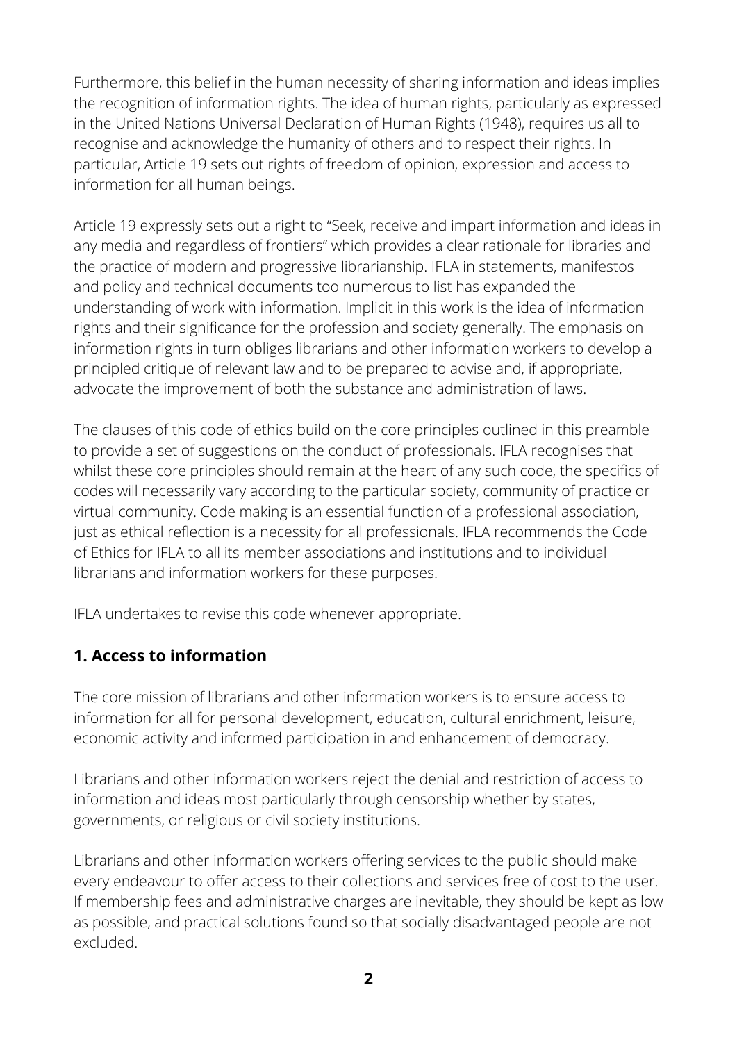Furthermore, this belief in the human necessity of sharing information and ideas implies the recognition of information rights. The idea of human rights, particularly as expressed in the United Nations Universal Declaration of Human Rights (1948), requires us all to recognise and acknowledge the humanity of others and to respect their rights. In particular, Article 19 sets out rights of freedom of opinion, expression and access to information for all human beings.

Article 19 expressly sets out a right to "Seek, receive and impart information and ideas in any media and regardless of frontiers" which provides a clear rationale for libraries and the practice of modern and progressive librarianship. IFLA in statements, manifestos and policy and technical documents too numerous to list has expanded the understanding of work with information. Implicit in this work is the idea of information rights and their significance for the profession and society generally. The emphasis on information rights in turn obliges librarians and other information workers to develop a principled critique of relevant law and to be prepared to advise and, if appropriate, advocate the improvement of both the substance and administration of laws.

The clauses of this code of ethics build on the core principles outlined in this preamble to provide a set of suggestions on the conduct of professionals. IFLA recognises that whilst these core principles should remain at the heart of any such code, the specifics of codes will necessarily vary according to the particular society, community of practice or virtual community. Code making is an essential function of a professional association, just as ethical reflection is a necessity for all professionals. IFLA recommends the Code of Ethics for IFLA to all its member associations and institutions and to individual librarians and information workers for these purposes.

IFLA undertakes to revise this code whenever appropriate.

## 1. Access to information

The core mission of librarians and other information workers is to ensure access to information for all for personal development, education, cultural enrichment, leisure, economic activity and informed participation in and enhancement of democracy.

Librarians and other information workers reject the denial and restriction of access to information and ideas most particularly through censorship whether by states, governments, or religious or civil society institutions.

Librarians and other information workers offering services to the public should make every endeavour to offer access to their collections and services free of cost to the user. If membership fees and administrative charges are inevitable, they should be kept as low as possible, and practical solutions found so that socially disadvantaged people are not excluded.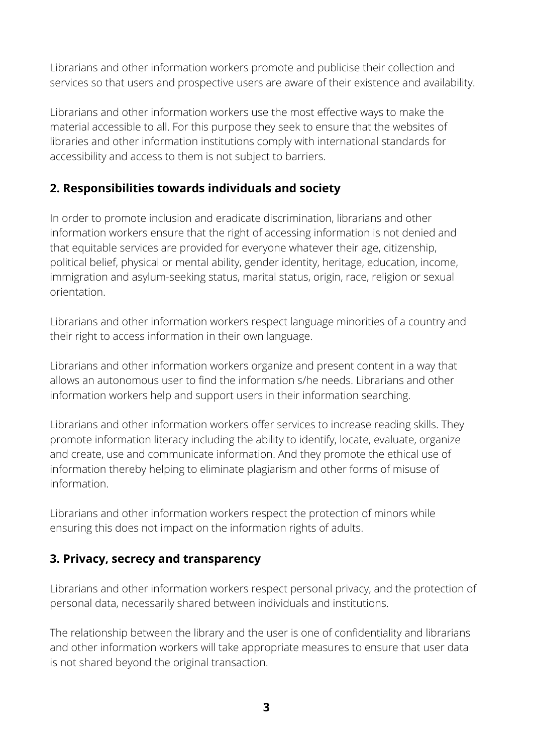Librarians and other information workers promote and publicise their collection and services so that users and prospective users are aware of their existence and availability.

Librarians and other information workers use the most effective ways to make the material accessible to all. For this purpose they seek to ensure that the websites of libraries and other information institutions comply with international standards for accessibility and access to them is not subject to barriers.

## 2. Responsibilities towards individuals and society

In order to promote inclusion and eradicate discrimination, librarians and other information workers ensure that the right of accessing information is not denied and that equitable services are provided for everyone whatever their age, citizenship, political belief, physical or mental ability, gender identity, heritage, education, income, immigration and asylum-seeking status, marital status, origin, race, religion or sexual orientation.

Librarians and other information workers respect language minorities of a country and their right to access information in their own language.

Librarians and other information workers organize and present content in a way that allows an autonomous user to find the information s/he needs. Librarians and other information workers help and support users in their information searching.

Librarians and other information workers offer services to increase reading skills. They promote information literacy including the ability to identify, locate, evaluate, organize and create, use and communicate information. And they promote the ethical use of information thereby helping to eliminate plagiarism and other forms of misuse of information.

Librarians and other information workers respect the protection of minors while ensuring this does not impact on the information rights of adults.

## 3. Privacy, secrecy and transparency

Librarians and other information workers respect personal privacy, and the protection of personal data, necessarily shared between individuals and institutions.

The relationship between the library and the user is one of confidentiality and librarians and other information workers will take appropriate measures to ensure that user data is not shared beyond the original transaction.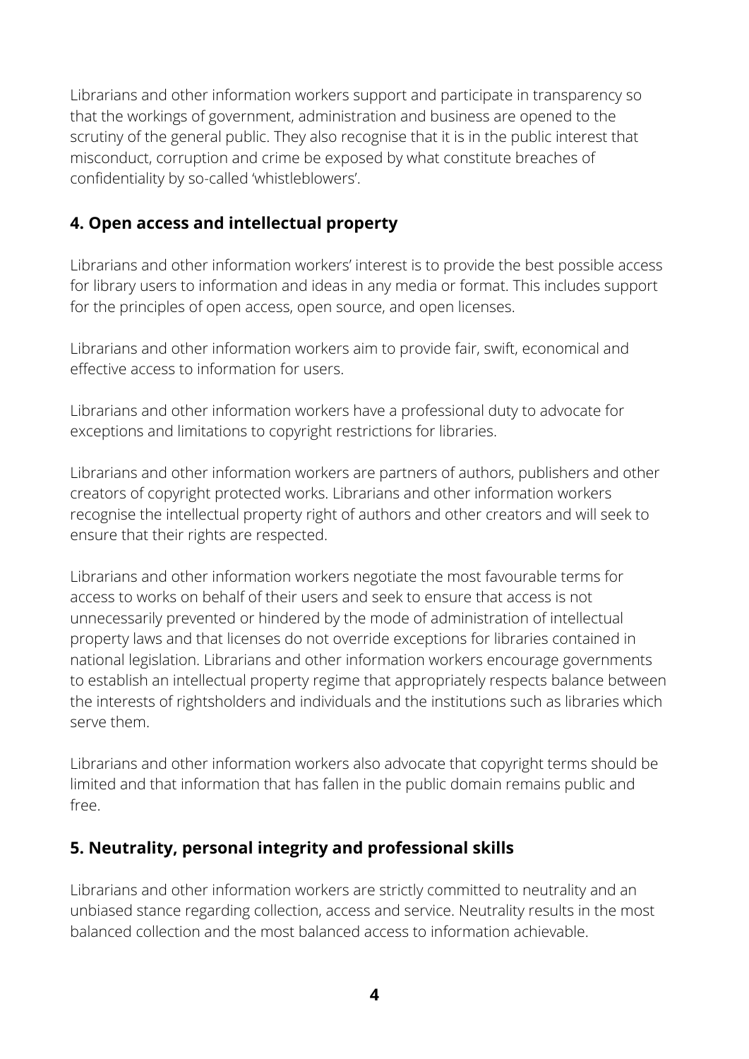Librarians and other information workers support and participate in transparency so that the workings of government, administration and business are opened to the scrutiny of the general public. They also recognise that it is in the public interest that misconduct, corruption and crime be exposed by what constitute breaches of confidentiality by so-called 'whistleblowers'.

## 4. Open access and intellectual property

Librarians and other information workers' interest is to provide the best possible access for library users to information and ideas in any media or format. This includes support for the principles of open access, open source, and open licenses.

Librarians and other information workers aim to provide fair, swift, economical and effective access to information for users.

Librarians and other information workers have a professional duty to advocate for exceptions and limitations to copyright restrictions for libraries.

Librarians and other information workers are partners of authors, publishers and other creators of copyright protected works. Librarians and other information workers recognise the intellectual property right of authors and other creators and will seek to ensure that their rights are respected.

Librarians and other information workers negotiate the most favourable terms for access to works on behalf of their users and seek to ensure that access is not unnecessarily prevented or hindered by the mode of administration of intellectual property laws and that licenses do not override exceptions for libraries contained in national legislation. Librarians and other information workers encourage governments to establish an intellectual property regime that appropriately respects balance between the interests of rightsholders and individuals and the institutions such as libraries which serve them.

Librarians and other information workers also advocate that copyright terms should be limited and that information that has fallen in the public domain remains public and free.

## 5. Neutrality, personal integrity and professional skills

Librarians and other information workers are strictly committed to neutrality and an unbiased stance regarding collection, access and service. Neutrality results in the most balanced collection and the most balanced access to information achievable.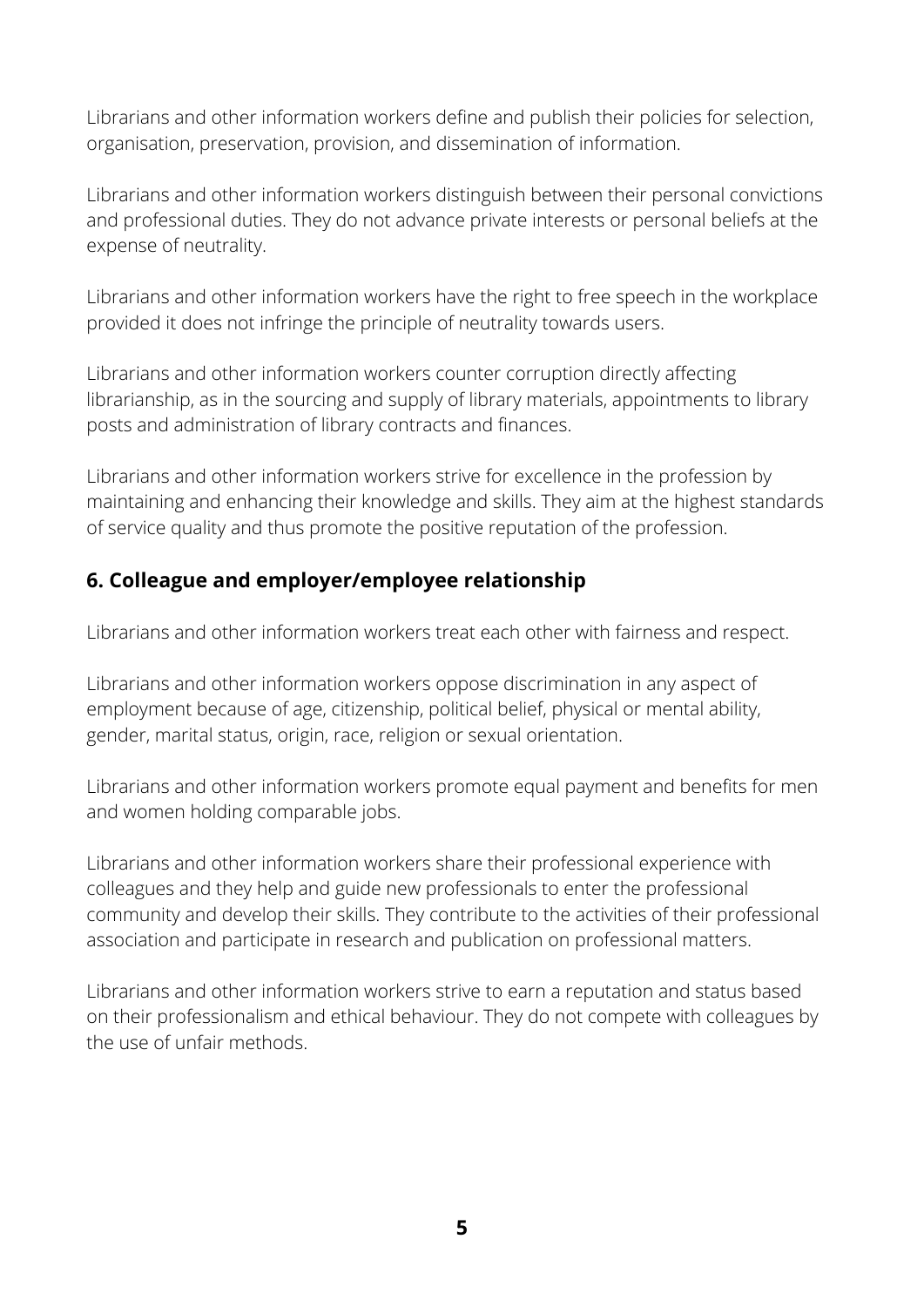Librarians and other information workers define and publish their policies for selection, organisation, preservation, provision, and dissemination of information.

Librarians and other information workers distinguish between their personal convictions and professional duties. They do not advance private interests or personal beliefs at the expense of neutrality.

Librarians and other information workers have the right to free speech in the workplace provided it does not infringe the principle of neutrality towards users.

Librarians and other information workers counter corruption directly affecting librarianship, as in the sourcing and supply of library materials, appointments to library posts and administration of library contracts and finances.

Librarians and other information workers strive for excellence in the profession by maintaining and enhancing their knowledge and skills. They aim at the highest standards of service quality and thus promote the positive reputation of the profession.

## 6. Colleague and employer/employee relationship

Librarians and other information workers treat each other with fairness and respect.

Librarians and other information workers oppose discrimination in any aspect of employment because of age, citizenship, political belief, physical or mental ability, gender, marital status, origin, race, religion or sexual orientation.

Librarians and other information workers promote equal payment and benefits for men and women holding comparable jobs.

Librarians and other information workers share their professional experience with colleagues and they help and guide new professionals to enter the professional community and develop their skills. They contribute to the activities of their professional association and participate in research and publication on professional matters.

Librarians and other information workers strive to earn a reputation and status based on their professionalism and ethical behaviour. They do not compete with colleagues by the use of unfair methods.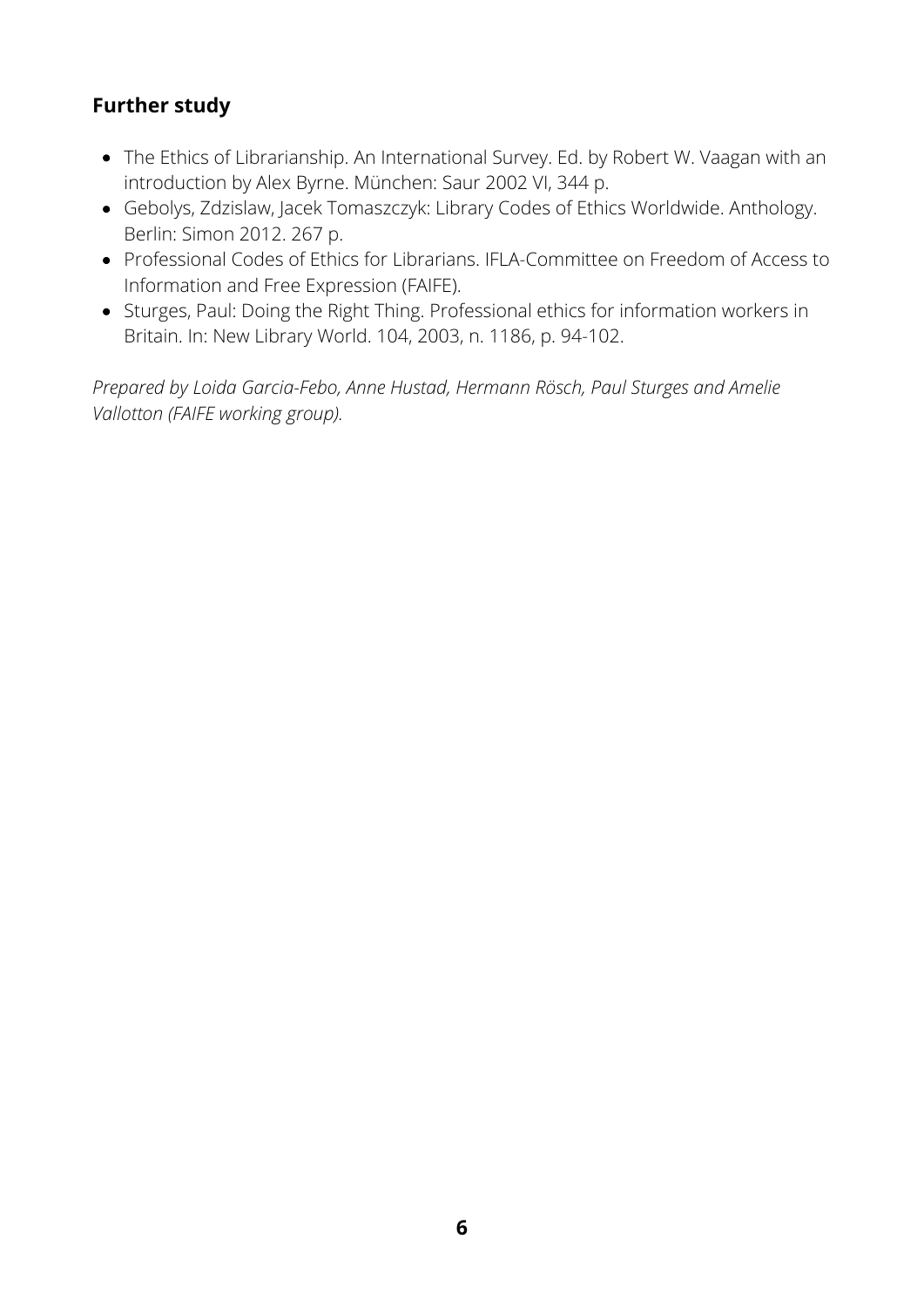## Further study

- The Ethics of Librarianship. An International Survey. Ed. by Robert W. Vaagan with an introduction by Alex Byrne. München: Saur 2002 VI, 344 p.
- Gebolys, Zdzislaw, Jacek Tomaszczyk: Library Codes of Ethics Worldwide. Anthology. Berlin: Simon 2012. 267 p.
- Professional Codes of Ethics for Librarians. IFLA-Committee on Freedom of Access to Information and Free Expression (FAIFE).
- Sturges, Paul: Doing the Right Thing. Professional ethics for information workers in Britain. In: New Library World. 104, 2003, n. 1186, p. 94-102.

*Prepared by Loida Garcia-Febo, Anne Hustad, Hermann Rösch, Paul Sturges and Amelie Vallotton (FAIFE working group).*